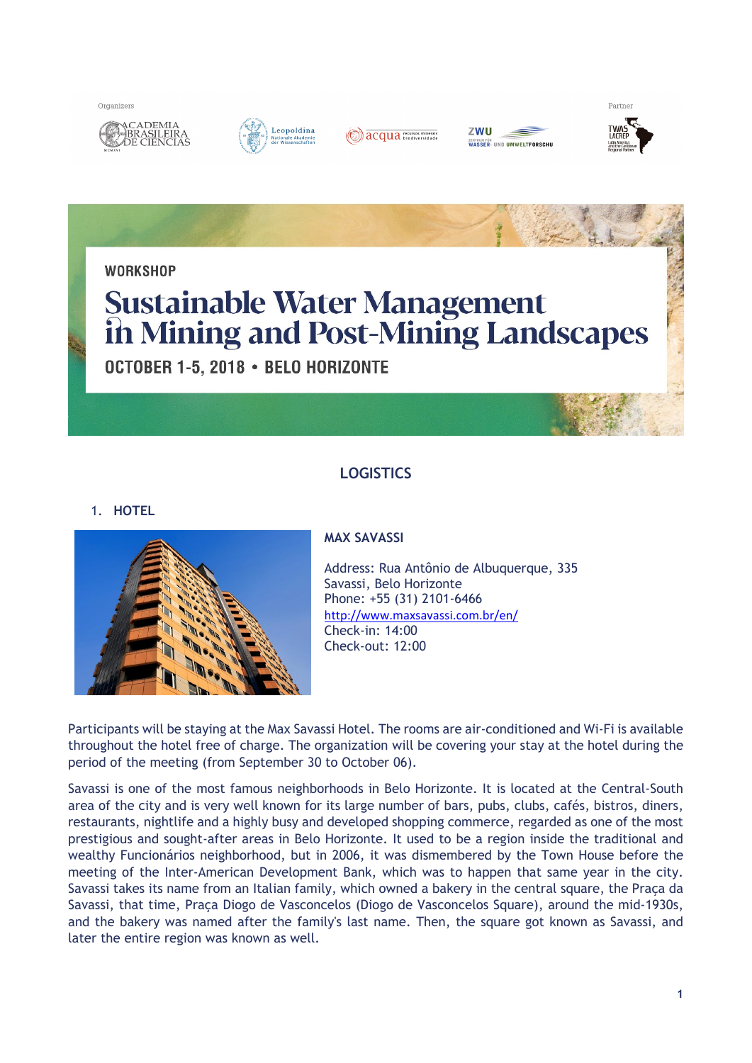Organizers

Partner

WORKSHOP

# Sustainable Water Management in Mining and Post-Mining Landscapes

OCTOBER 1-5, 2018 • BELO HORIZONTE

## LOGISTICS

### 1. HOTEL

**MAX SAVASSI**

Address: Rua Antônio de Albuquerque, 335
Savassi, Belo Horizonte
Phone: +55 (31) 2101-6466
http://www.maxsavassi.com.br/en/
Check-in: 14:00
Check-out: 12:00

Participants will be staying at the Max Savassi Hotel. The rooms are air-conditioned and Wi-Fi is available throughout the hotel free of charge. The organization will be covering your stay at the hotel during the period of the meeting (from September 30 to October 06).

Savassi is one of the most famous neighborhoods in Belo Horizonte. It is located at the Central-South area of the city and is very well known for its large number of bars, pubs, clubs, cafés, bistros, diners, restaurants, nightlife and a highly busy and developed shopping commerce, regarded as one of the most prestigious and sought-after areas in Belo Horizonte. It used to be a region inside the traditional and wealthy Funcionários neighborhood, but in 2006, it was dismembered by the Town House before the meeting of the Inter-American Development Bank, which was to happen that same year in the city. Savassi takes its name from an Italian family, which owned a bakery in the central square, the Praça da Savassi, that time, Praça Diogo de Vasconcelos (Diogo de Vasconcelos Square), around the mid-1930s, and the bakery was named after the family's last name. Then, the square got known as Savassi, and later the entire region was known as well.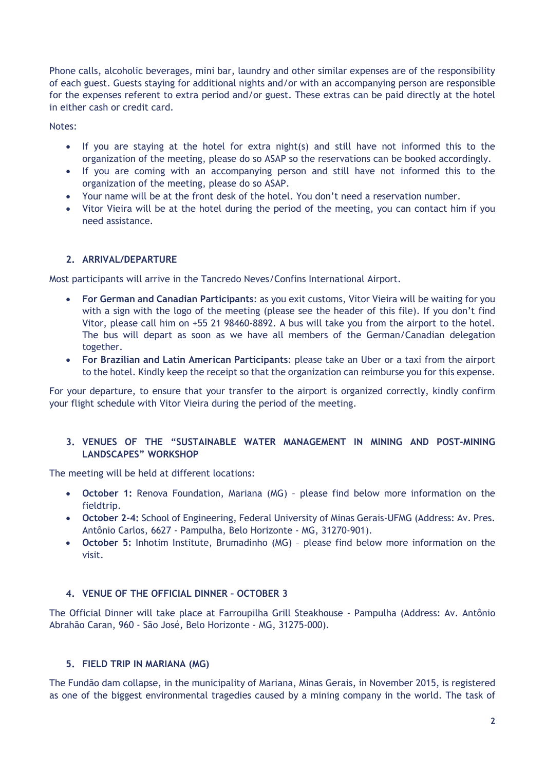Phone calls, alcoholic beverages, mini bar, laundry and other similar expenses are of the responsibility of each guest. Guests staying for additional nights and/or with an accompanying person are responsible for the expenses referent to extra period and/or guest. These extras can be paid directly at the hotel in either cash or credit card.

Notes:

- If you are staying at the hotel for extra night(s) and still have not informed this to the organization of the meeting, please do so ASAP so the reservations can be booked accordingly.
- If you are coming with an accompanying person and still have not informed this to the organization of the meeting, please do so ASAP.
- Your name will be at the front desk of the hotel. You don't need a reservation number.
- Vitor Vieira will be at the hotel during the period of the meeting, you can contact him if you need assistance.

## 2. ARRIVAL/DEPARTURE

Most participants will arrive in the Tancredo Neves/Confins International Airport.

- **For German and Canadian Participants**: as you exit customs, Vitor Vieira will be waiting for you with a sign with the logo of the meeting (please see the header of this file). If you don't find Vitor, please call him on +55 21 98460-8892. A bus will take you from the airport to the hotel. The bus will depart as soon as we have all members of the German/Canadian delegation together.
- **For Brazilian and Latin American Participants**: please take an Uber or a taxi from the airport to the hotel. Kindly keep the receipt so that the organization can reimburse you for this expense.

For your departure, to ensure that your transfer to the airport is organized correctly, kindly confirm your flight schedule with Vitor Vieira during the period of the meeting.

## 3. VENUES OF THE "SUSTAINABLE WATER MANAGEMENT IN MINING AND POST-MINING LANDSCAPES" WORKSHOP

The meeting will be held at different locations:

- **October 1:** Renova Foundation, Mariana (MG) – please find below more information on the fieldtrip.
- **October 2-4:** School of Engineering, Federal University of Minas Gerais-UFMG (Address: Av. Pres. Antônio Carlos, 6627 - Pampulha, Belo Horizonte - MG, 31270-901).
- **October 5:** Inhotim Institute, Brumadinho (MG) – please find below more information on the visit.

## 4. VENUE OF THE OFFICIAL DINNER – OCTOBER 3

The Official Dinner will take place at Farroupilha Grill Steakhouse - Pampulha (Address: Av. Antônio Abrahão Caran, 960 - São José, Belo Horizonte - MG, 31275-000).

## 5. FIELD TRIP IN MARIANA (MG)

The Fundão dam collapse, in the municipality of Mariana, Minas Gerais, in November 2015, is registered as one of the biggest environmental tragedies caused by a mining company in the world. The task of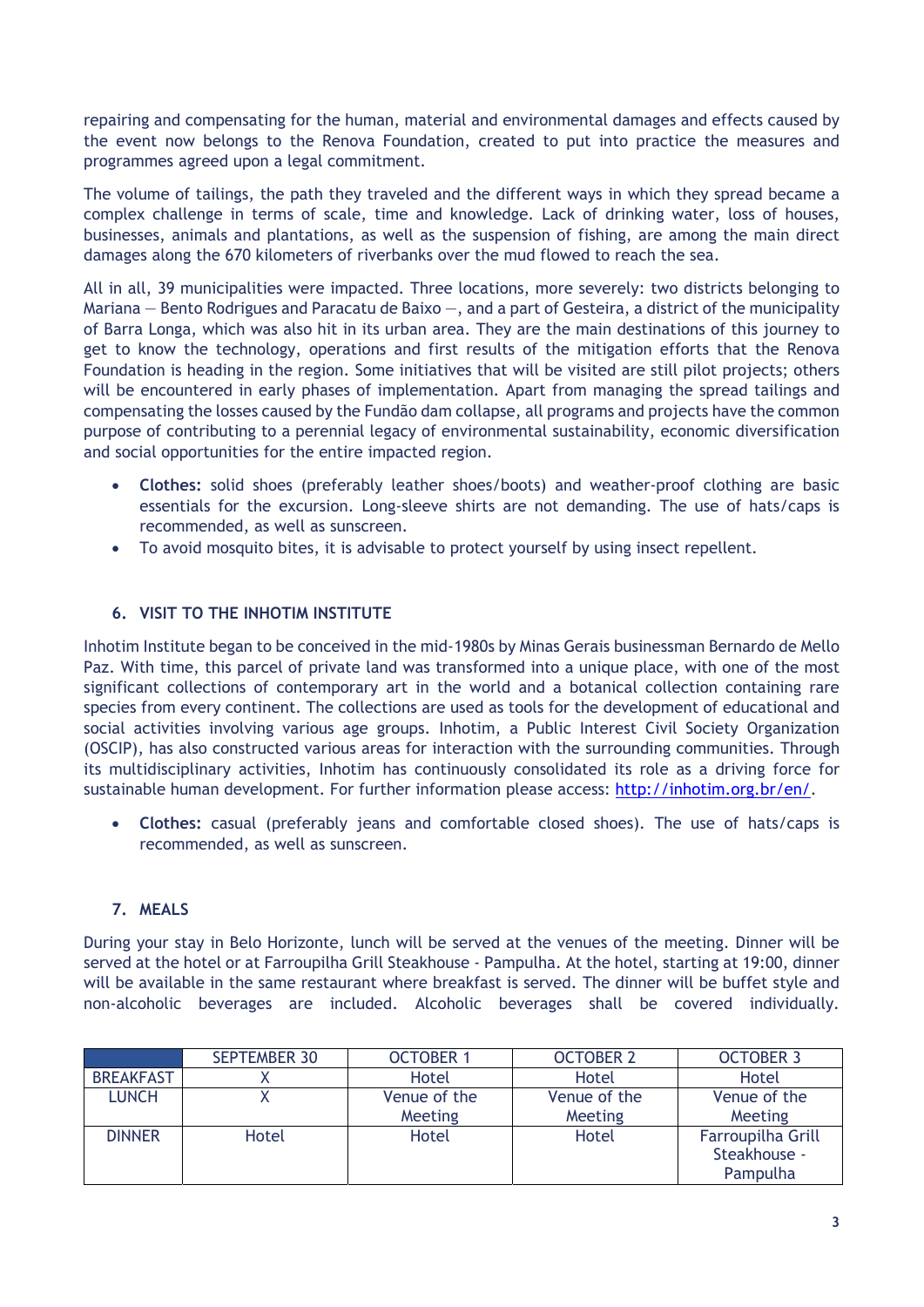repairing and compensating for the human, material and environmental damages and effects caused by the event now belongs to the Renova Foundation, created to put into practice the measures and programmes agreed upon a legal commitment.

The volume of tailings, the path they traveled and the different ways in which they spread became a complex challenge in terms of scale, time and knowledge. Lack of drinking water, loss of houses, businesses, animals and plantations, as well as the suspension of fishing, are among the main direct damages along the 670 kilometers of riverbanks over the mud flowed to reach the sea.

All in all, 39 municipalities were impacted. Three locations, more severely: two districts belonging to Mariana — Bento Rodrigues and Paracatu de Baixo —, and a part of Gesteira, a district of the municipality of Barra Longa, which was also hit in its urban area. They are the main destinations of this journey to get to know the technology, operations and first results of the mitigation efforts that the Renova Foundation is heading in the region. Some initiatives that will be visited are still pilot projects; others will be encountered in early phases of implementation. Apart from managing the spread tailings and compensating the losses caused by the Fundão dam collapse, all programs and projects have the common purpose of contributing to a perennial legacy of environmental sustainability, economic diversification and social opportunities for the entire impacted region.

- **Clothes:** solid shoes (preferably leather shoes/boots) and weather-proof clothing are basic essentials for the excursion. Long-sleeve shirts are not demanding. The use of hats/caps is recommended, as well as sunscreen.
- To avoid mosquito bites, it is advisable to protect yourself by using insect repellent.

## 6. VISIT TO THE INHOTIM INSTITUTE

Inhotim Institute began to be conceived in the mid-1980s by Minas Gerais businessman Bernardo de Mello Paz. With time, this parcel of private land was transformed into a unique place, with one of the most significant collections of contemporary art in the world and a botanical collection containing rare species from every continent. The collections are used as tools for the development of educational and social activities involving various age groups. Inhotim, a Public Interest Civil Society Organization (OSCIP), has also constructed various areas for interaction with the surrounding communities. Through its multidisciplinary activities, Inhotim has continuously consolidated its role as a driving force for sustainable human development. For further information please access: http://inhotim.org.br/en/.

- **Clothes:** casual (preferably jeans and comfortable closed shoes). The use of hats/caps is recommended, as well as sunscreen.

## 7. MEALS

During your stay in Belo Horizonte, lunch will be served at the venues of the meeting. Dinner will be served at the hotel or at Farroupilha Grill Steakhouse - Pampulha. At the hotel, starting at 19:00, dinner will be available in the same restaurant where breakfast is served. The dinner will be buffet style and non-alcoholic beverages are included. Alcoholic beverages shall be covered individually.

| | SEPTEMBER 30 | OCTOBER 1 | OCTOBER 2 | OCTOBER 3 |
|---|---|---|---|---|
| BREAKFAST | X | Hotel | Hotel | Hotel |
| LUNCH | X | Venue of the Meeting | Venue of the Meeting | Venue of the Meeting |
| DINNER | Hotel | Hotel | Hotel | Farroupilha Grill Steakhouse - Pampulha |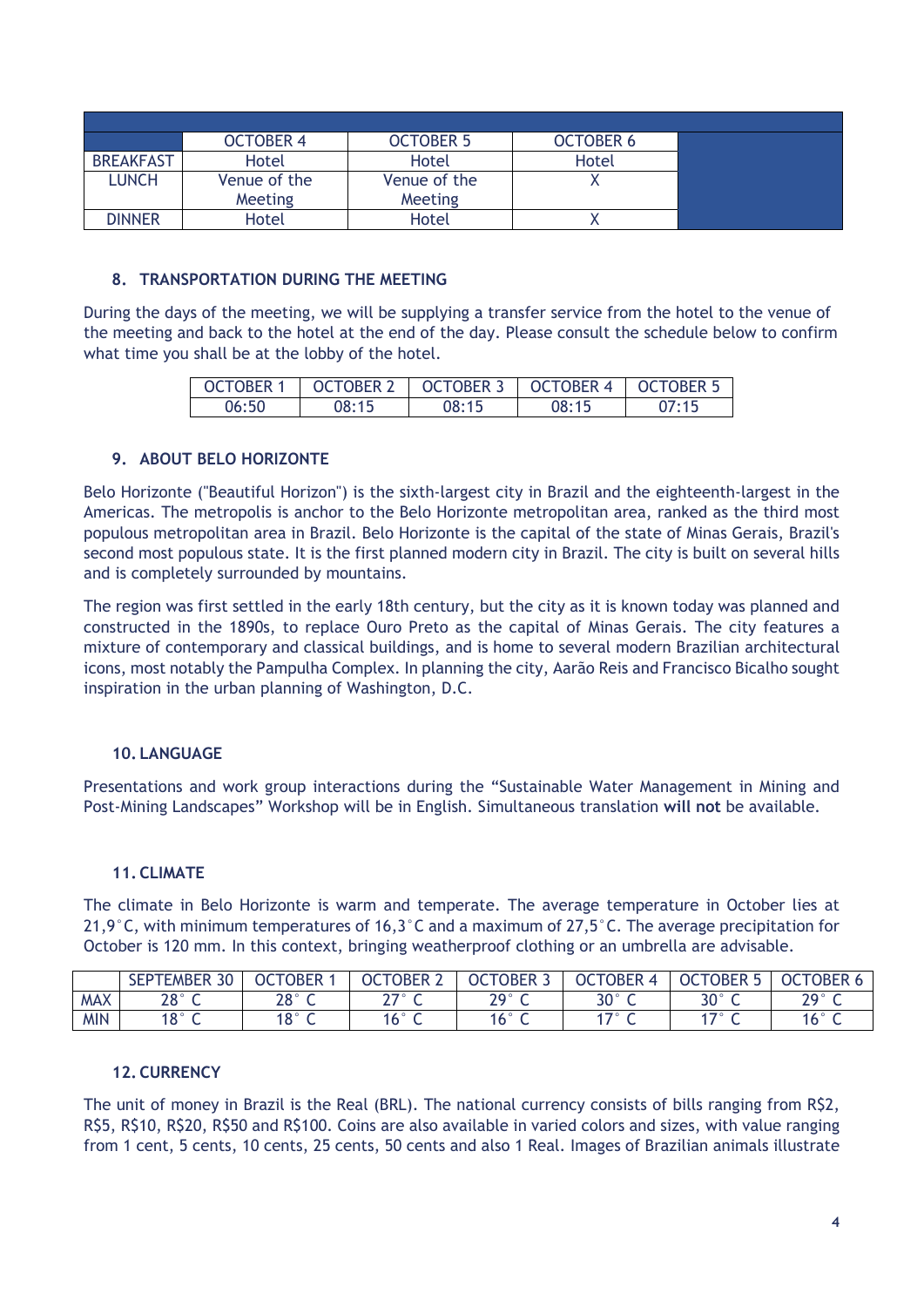| | OCTOBER 4 | OCTOBER 5 | OCTOBER 6 |
|---|---|---|---|
| BREAKFAST | Hotel | Hotel | Hotel |
| LUNCH | Venue of the Meeting | Venue of the Meeting | X |
| DINNER | Hotel | Hotel | X |

### 8. TRANSPORTATION DURING THE MEETING

During the days of the meeting, we will be supplying a transfer service from the hotel to the venue of the meeting and back to the hotel at the end of the day. Please consult the schedule below to confirm what time you shall be at the lobby of the hotel.

| OCTOBER 1 | OCTOBER 2 | OCTOBER 3 | OCTOBER 4 | OCTOBER 5 |
|---|---|---|---|---|
| 06:50 | 08:15 | 08:15 | 08:15 | 07:15 |

### 9. ABOUT BELO HORIZONTE

Belo Horizonte ("Beautiful Horizon") is the sixth-largest city in Brazil and the eighteenth-largest in the Americas. The metropolis is anchor to the Belo Horizonte metropolitan area, ranked as the third most populous metropolitan area in Brazil. Belo Horizonte is the capital of the state of Minas Gerais, Brazil's second most populous state. It is the first planned modern city in Brazil. The city is built on several hills and is completely surrounded by mountains.

The region was first settled in the early 18th century, but the city as it is known today was planned and constructed in the 1890s, to replace Ouro Preto as the capital of Minas Gerais. The city features a mixture of contemporary and classical buildings, and is home to several modern Brazilian architectural icons, most notably the Pampulha Complex. In planning the city, Aarão Reis and Francisco Bicalho sought inspiration in the urban planning of Washington, D.C.

### 10. LANGUAGE

Presentations and work group interactions during the "Sustainable Water Management in Mining and Post-Mining Landscapes" Workshop will be in English. Simultaneous translation **will not** be available.

### 11. CLIMATE

The climate in Belo Horizonte is warm and temperate. The average temperature in October lies at 21,9°C, with minimum temperatures of 16,3°C and a maximum of 27,5°C. The average precipitation for October is 120 mm. In this context, bringing weatherproof clothing or an umbrella are advisable.

| | SEPTEMBER 30 | OCTOBER 1 | OCTOBER 2 | OCTOBER 3 | OCTOBER 4 | OCTOBER 5 | OCTOBER 6 |
|---|---|---|---|---|---|---|---|
| MAX | 28° C | 28° C | 27° C | 29° C | 30° C | 30° C | 29° C |
| MIN | 18° C | 18° C | 16° C | 16° C | 17° C | 17° C | 16° C |

### 12. CURRENCY

The unit of money in Brazil is the Real (BRL). The national currency consists of bills ranging from R$2, R$5, R$10, R$20, R$50 and R$100. Coins are also available in varied colors and sizes, with value ranging from 1 cent, 5 cents, 10 cents, 25 cents, 50 cents and also 1 Real. Images of Brazilian animals illustrate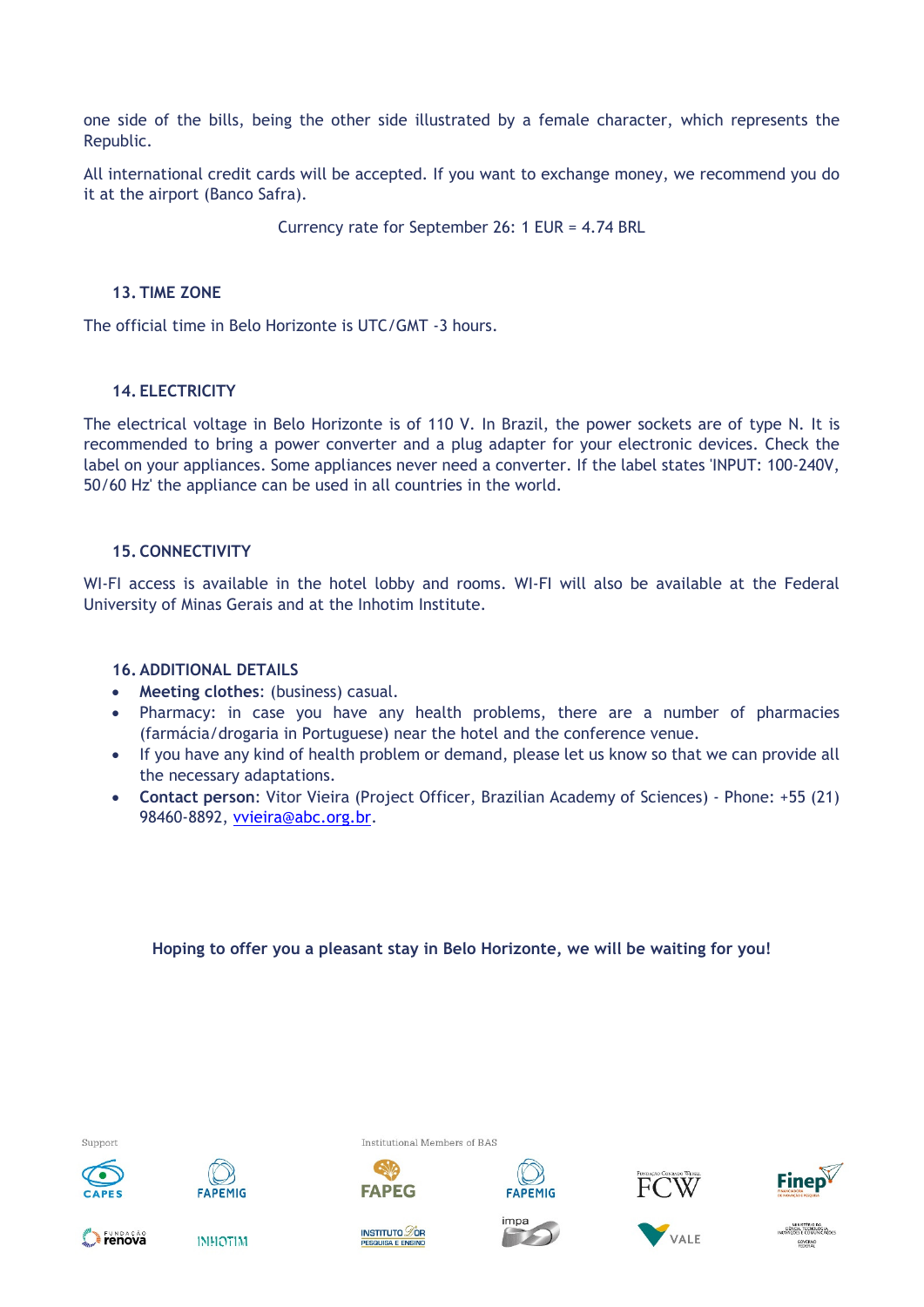one side of the bills, being the other side illustrated by a female character, which represents the Republic.

All international credit cards will be accepted. If you want to exchange money, we recommend you do it at the airport (Banco Safra).

Currency rate for September 26: 1 EUR = 4.74 BRL

## 13. TIME ZONE

The official time in Belo Horizonte is UTC/GMT -3 hours.

## 14. ELECTRICITY

The electrical voltage in Belo Horizonte is of 110 V. In Brazil, the power sockets are of type N. It is recommended to bring a power converter and a plug adapter for your electronic devices. Check the label on your appliances. Some appliances never need a converter. If the label states 'INPUT: 100-240V, 50/60 Hz' the appliance can be used in all countries in the world.

## 15. CONNECTIVITY

WI-FI access is available in the hotel lobby and rooms. WI-FI will also be available at the Federal University of Minas Gerais and at the Inhotim Institute.

## 16. ADDITIONAL DETAILS

- **Meeting clothes**: (business) casual.
- Pharmacy: in case you have any health problems, there are a number of pharmacies (farmácia/drogaria in Portuguese) near the hotel and the conference venue.
- If you have any kind of health problem or demand, please let us know so that we can provide all the necessary adaptations.
- **Contact person**: Vitor Vieira (Project Officer, Brazilian Academy of Sciences) - Phone: +55 (21) 98460-8892, vvieira@abc.org.br.

**Hoping to offer you a pleasant stay in Belo Horizonte, we will be waiting for you!**

Support

CAPES FAPEMIG renova INHOTIM

Institutional Members of BAS

FAPEG FAPEMIG FCW Finep INSTITUTO D'OR impa VALE